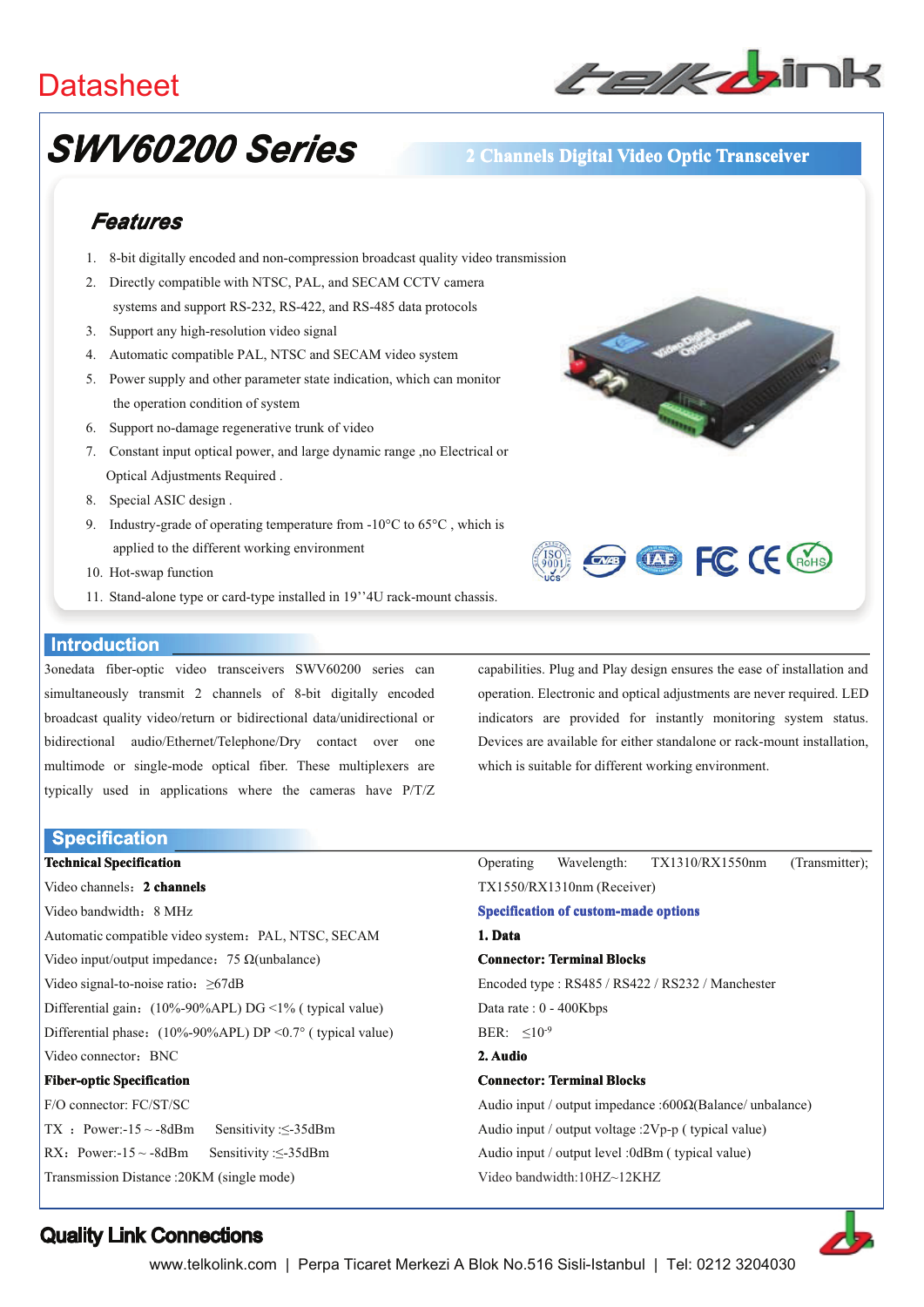# Datasheet

# SWV60200 Series

**2 Channels Digital Video Optic Transceiver**

## Features

1. 8-bit digitally encoded and non-compression broadcast quality video transmission
2. Directly compatible with NTSC, PAL, and SECAM CCTV camera systems and support RS-232, RS-422, and RS-485 data protocols
3. Support any high-resolution video signal
4. Automatic compatible PAL, NTSC and SECAM video system
5. Power supply and other parameter state indication, which can monitor the operation condition of system
6. Support no-damage regenerative trunk of video
7. Constant input optical power, and large dynamic range ,no Electrical or Optical Adjustments Required .
8. Special ASIC design .
9. Industry-grade of operating temperature from -10°C to 65°C , which is applied to the different working environment
10. Hot-swap function
11. Stand-alone type or card-type installed in 19''4U rack-mount chassis.

## Introduction

3onedata fiber-optic video transceivers SWV60200 series can simultaneously transmit 2 channels of 8-bit digitally encoded broadcast quality video/return or bidirectional data/unidirectional or bidirectional audio/Ethernet/Telephone/Dry contact over one multimode or single-mode optical fiber. These multiplexers are typically used in applications where the cameras have P/T/Z capabilities. Plug and Play design ensures the ease of installation and operation. Electronic and optical adjustments are never required. LED indicators are provided for instantly monitoring system status. Devices are available for either standalone or rack-mount installation, which is suitable for different working environment.

## Specification

**Technical Specification**

Video channels：**2 channels**

Video bandwidth：8 MHz

Automatic compatible video system：PAL, NTSC, SECAM

Video input/output impedance：75 Ω(unbalance)

Video signal-to-noise ratio：≥67dB

Differential gain：(10%-90%APL) DG <1% ( typical value)

Differential phase：(10%-90%APL) DP <0.7° ( typical value)

Video connector：BNC

**Fiber-optic Specification**

F/O connector: FC/ST/SC

TX ：Power:-15 ~ -8dBm    Sensitivity :≤-35dBm

RX：Power:-15 ~ -8dBm    Sensitivity :≤-35dBm

Transmission Distance :20KM (single mode)

Operating Wavelength: TX1310/RX1550nm (Transmitter); TX1550/RX1310nm (Receiver)

**Specification of custom-made options**

**1. Data**

**Connector: Terminal Blocks**

Encoded type : RS485 / RS422 / RS232 / Manchester

Data rate : 0 - 400Kbps

BER: $\leq 10^{-9}$

**2. Audio**

**Connector: Terminal Blocks**

Audio input / output impedance :600Ω(Balance/ unbalance)

Audio input / output voltage :2Vp-p ( typical value)

Audio input / output level :0dBm ( typical value)

Video bandwidth:10HZ~12KHZ

**Quality Link Connections**

www.telkolink.com | Perpa Ticaret Merkezi A Blok No.516 Sisli-Istanbul | Tel: 0212 3204030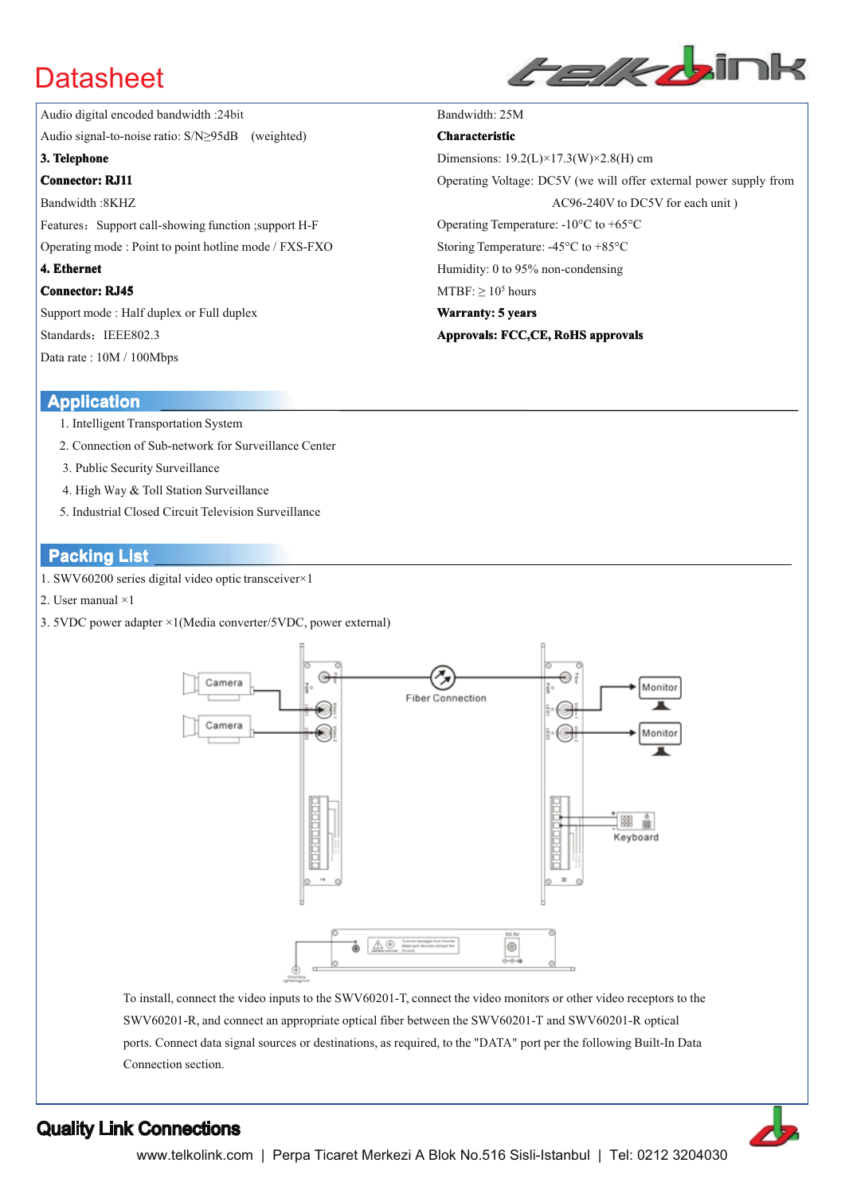# Datasheet

Audio digital encoded bandwidth :24bit

Audio signal-to-noise ratio: S/N≥95dB (weighted)

**3. Telephone**

**Connector: RJ11**

Bandwidth :8KHZ

Features：Support call-showing function ;support H-F

Operating mode : Point to point hotline mode / FXS-FXO

**4. Ethernet**

**Connector: RJ45**

Support mode : Half duplex or Full duplex

Standards：IEEE802.3

Data rate : 10M / 100Mbps

Bandwidth: 25M

**Characteristic**

Dimensions: 19.2(L)×17.3(W)×2.8(H) cm

Operating Voltage: DC5V (we will offer external power supply from AC96-240V to DC5V for each unit )

Operating Temperature: -10°C to +65°C

Storing Temperature: -45°C to +85°C

Humidity: 0 to 95% non-condensing

MTBF: ≥ $10^5$ hours

**Warranty: 5 years**

**Approvals: FCC,CE, RoHS approvals**

## Application

1. Intelligent Transportation System
2. Connection of Sub-network for Surveillance Center
3. Public Security Surveillance
4. High Way & Toll Station Surveillance
5. Industrial Closed Circuit Television Surveillance

## Packing List

1. SWV60200 series digital video optic transceiver×1
2. User manual ×1
3. 5VDC power adapter ×1(Media converter/5VDC, power external)

Camera
Camera
Fiber Connection
Monitor
Monitor
Keyboard

To install, connect the video inputs to the SWV60201-T, connect the video monitors or other video receptors to the SWV60201-R, and connect an appropriate optical fiber between the SWV60201-T and SWV60201-R optical ports. Connect data signal sources or destinations, as required, to the "DATA" port per the following Built-In Data Connection section.

**Quality Link Connections**

www.telkolink.com | Perpa Ticaret Merkezi A Blok No.516 Sisli-Istanbul | Tel: 0212 3204030